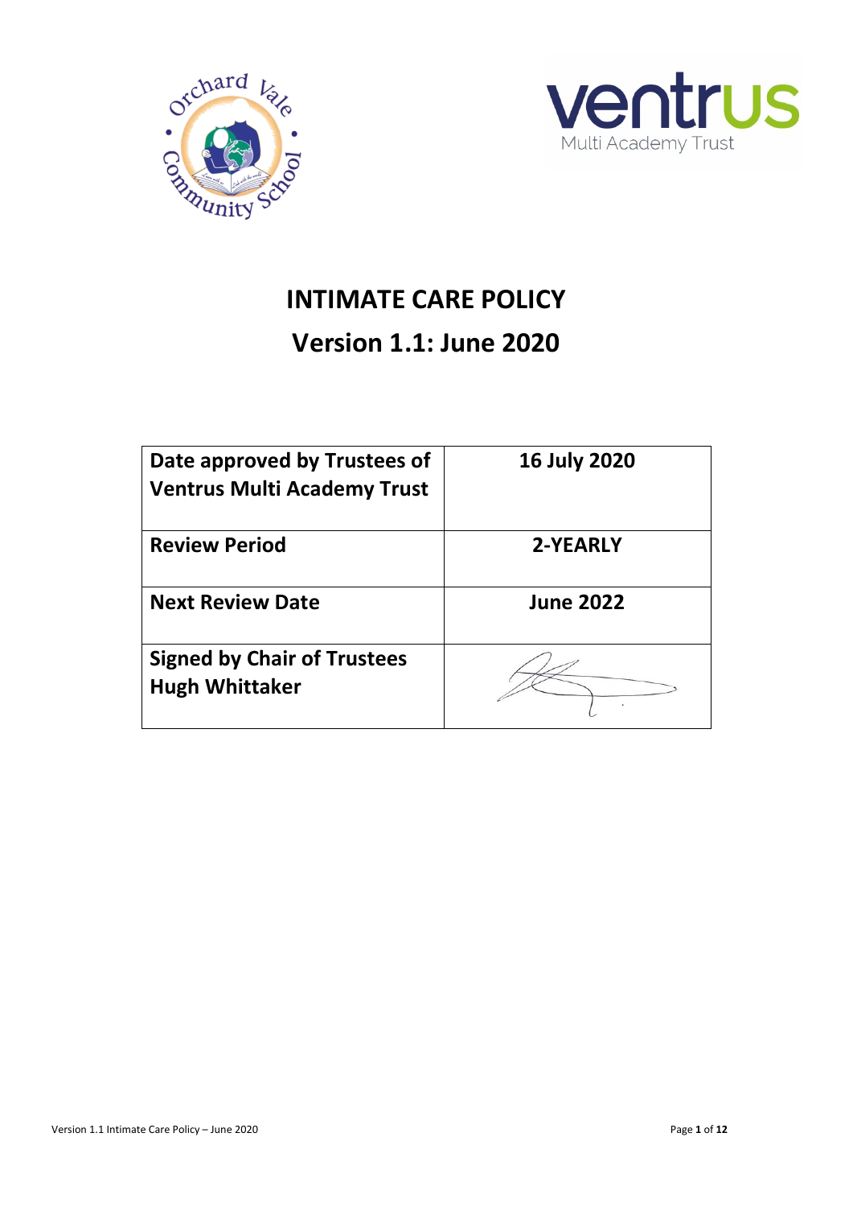# INTIMATE CARE POLICY

## Version 1.1: June 2020

| Date approved by Trustees of Ventrus Multi Academy Trust | 16 July 2020 |
| --- | --- |
| Review Period | 2-YEARLY |
| Next Review Date | June 2022 |
| Signed by Chair of Trustees Hugh Whittaker | |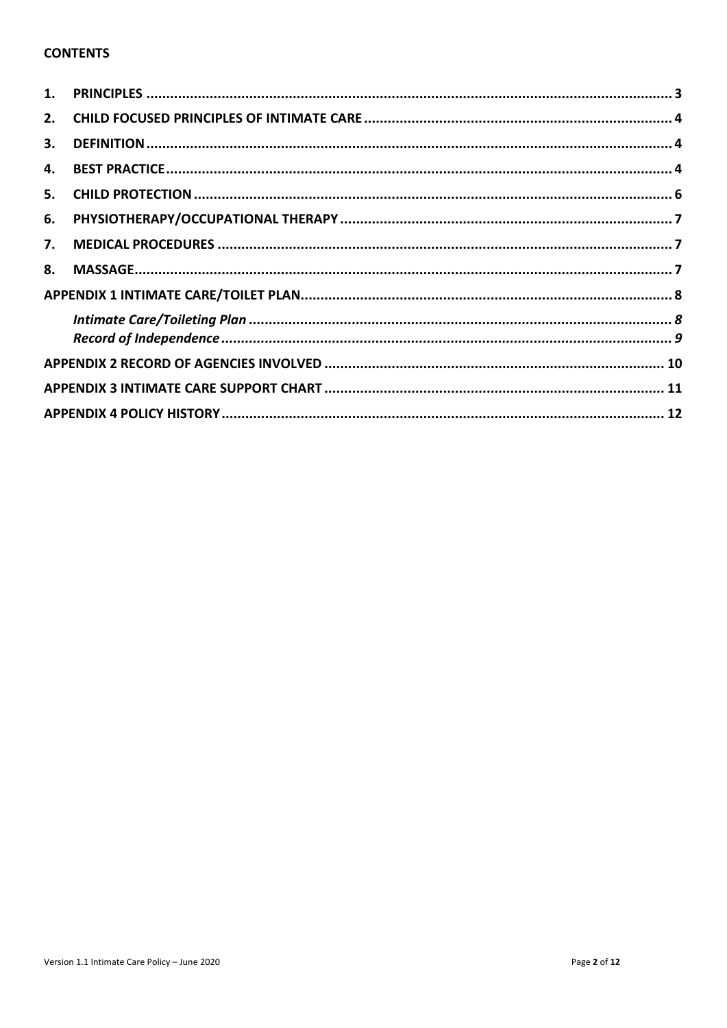**CONTENTS**

1. **PRINCIPLES** ..... 3
2. **CHILD FOCUSED PRINCIPLES OF INTIMATE CARE** ..... 4
3. **DEFINITION** ..... 4
4. **BEST PRACTICE** ..... 4
5. **CHILD PROTECTION** ..... 6
6. **PHYSIOTHERAPY/OCCUPATIONAL THERAPY** ..... 7
7. **MEDICAL PROCEDURES** ..... 7
8. **MASSAGE** ..... 7

**APPENDIX 1 INTIMATE CARE/TOILET PLAN** ..... 8

- ***Intimate Care/Toileting Plan*** ..... 8
- ***Record of Independence*** ..... 9

**APPENDIX 2 RECORD OF AGENCIES INVOLVED** ..... 10

**APPENDIX 3 INTIMATE CARE SUPPORT CHART** ..... 11

**APPENDIX 4 POLICY HISTORY** ..... 12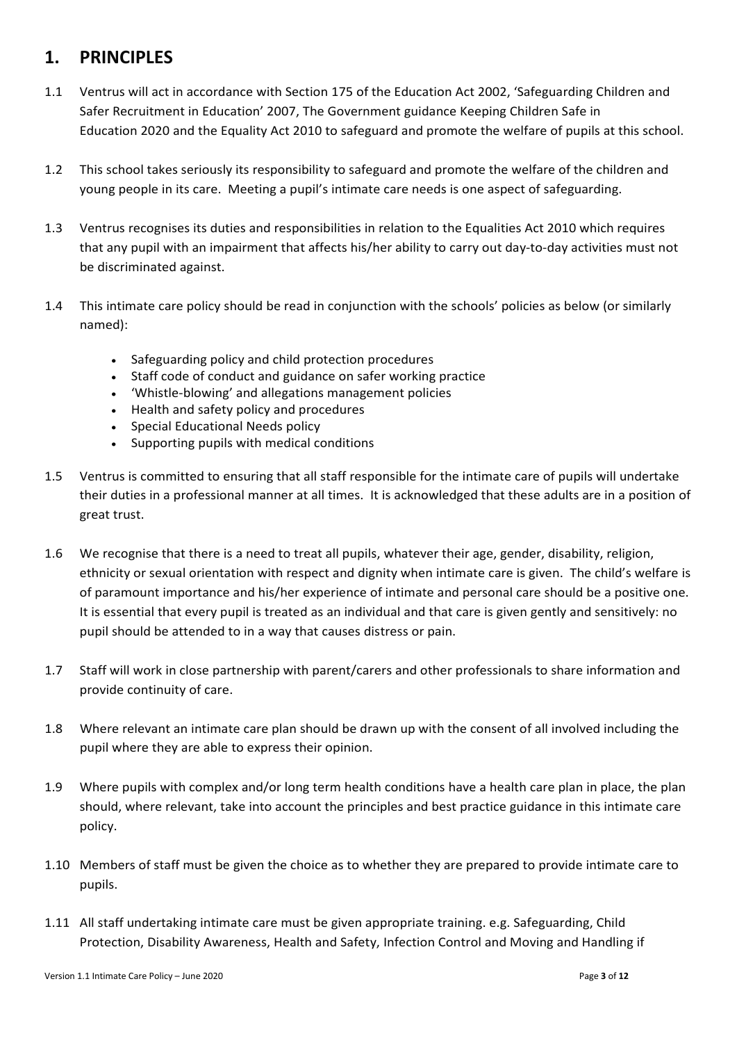## 1. PRINCIPLES

1.1 Ventrus will act in accordance with Section 175 of the Education Act 2002, 'Safeguarding Children and Safer Recruitment in Education' 2007, The Government guidance Keeping Children Safe in Education 2020 and the Equality Act 2010 to safeguard and promote the welfare of pupils at this school.

1.2 This school takes seriously its responsibility to safeguard and promote the welfare of the children and young people in its care. Meeting a pupil's intimate care needs is one aspect of safeguarding.

1.3 Ventrus recognises its duties and responsibilities in relation to the Equalities Act 2010 which requires that any pupil with an impairment that affects his/her ability to carry out day-to-day activities must not be discriminated against.

1.4 This intimate care policy should be read in conjunction with the schools' policies as below (or similarly named):

- Safeguarding policy and child protection procedures
- Staff code of conduct and guidance on safer working practice
- 'Whistle-blowing' and allegations management policies
- Health and safety policy and procedures
- Special Educational Needs policy
- Supporting pupils with medical conditions

1.5 Ventrus is committed to ensuring that all staff responsible for the intimate care of pupils will undertake their duties in a professional manner at all times. It is acknowledged that these adults are in a position of great trust.

1.6 We recognise that there is a need to treat all pupils, whatever their age, gender, disability, religion, ethnicity or sexual orientation with respect and dignity when intimate care is given. The child's welfare is of paramount importance and his/her experience of intimate and personal care should be a positive one. It is essential that every pupil is treated as an individual and that care is given gently and sensitively: no pupil should be attended to in a way that causes distress or pain.

1.7 Staff will work in close partnership with parent/carers and other professionals to share information and provide continuity of care.

1.8 Where relevant an intimate care plan should be drawn up with the consent of all involved including the pupil where they are able to express their opinion.

1.9 Where pupils with complex and/or long term health conditions have a health care plan in place, the plan should, where relevant, take into account the principles and best practice guidance in this intimate care policy.

1.10 Members of staff must be given the choice as to whether they are prepared to provide intimate care to pupils.

1.11 All staff undertaking intimate care must be given appropriate training. e.g. Safeguarding, Child Protection, Disability Awareness, Health and Safety, Infection Control and Moving and Handling if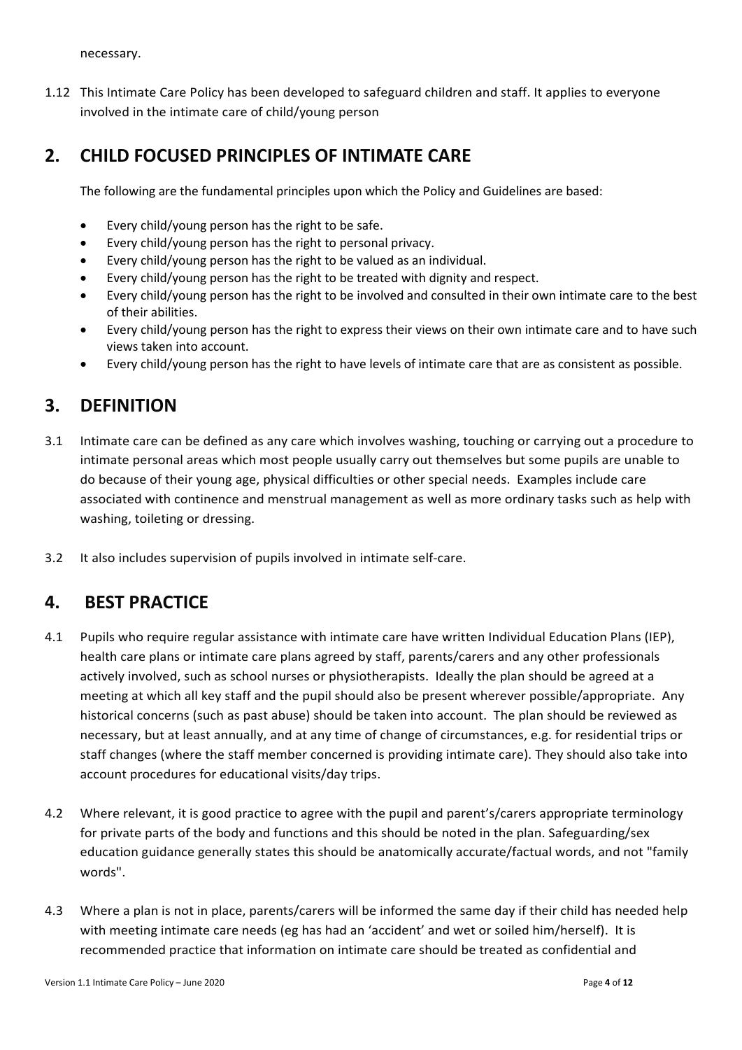necessary.

1.12 This Intimate Care Policy has been developed to safeguard children and staff. It applies to everyone involved in the intimate care of child/young person

## 2. CHILD FOCUSED PRINCIPLES OF INTIMATE CARE

The following are the fundamental principles upon which the Policy and Guidelines are based:

- Every child/young person has the right to be safe.
- Every child/young person has the right to personal privacy.
- Every child/young person has the right to be valued as an individual.
- Every child/young person has the right to be treated with dignity and respect.
- Every child/young person has the right to be involved and consulted in their own intimate care to the best of their abilities.
- Every child/young person has the right to express their views on their own intimate care and to have such views taken into account.
- Every child/young person has the right to have levels of intimate care that are as consistent as possible.

## 3. DEFINITION

3.1 Intimate care can be defined as any care which involves washing, touching or carrying out a procedure to intimate personal areas which most people usually carry out themselves but some pupils are unable to do because of their young age, physical difficulties or other special needs. Examples include care associated with continence and menstrual management as well as more ordinary tasks such as help with washing, toileting or dressing.

3.2 It also includes supervision of pupils involved in intimate self-care.

## 4. BEST PRACTICE

4.1 Pupils who require regular assistance with intimate care have written Individual Education Plans (IEP), health care plans or intimate care plans agreed by staff, parents/carers and any other professionals actively involved, such as school nurses or physiotherapists. Ideally the plan should be agreed at a meeting at which all key staff and the pupil should also be present wherever possible/appropriate. Any historical concerns (such as past abuse) should be taken into account. The plan should be reviewed as necessary, but at least annually, and at any time of change of circumstances, e.g. for residential trips or staff changes (where the staff member concerned is providing intimate care). They should also take into account procedures for educational visits/day trips.

4.2 Where relevant, it is good practice to agree with the pupil and parent's/carers appropriate terminology for private parts of the body and functions and this should be noted in the plan. Safeguarding/sex education guidance generally states this should be anatomically accurate/factual words, and not "family words".

4.3 Where a plan is not in place, parents/carers will be informed the same day if their child has needed help with meeting intimate care needs (eg has had an 'accident' and wet or soiled him/herself). It is recommended practice that information on intimate care should be treated as confidential and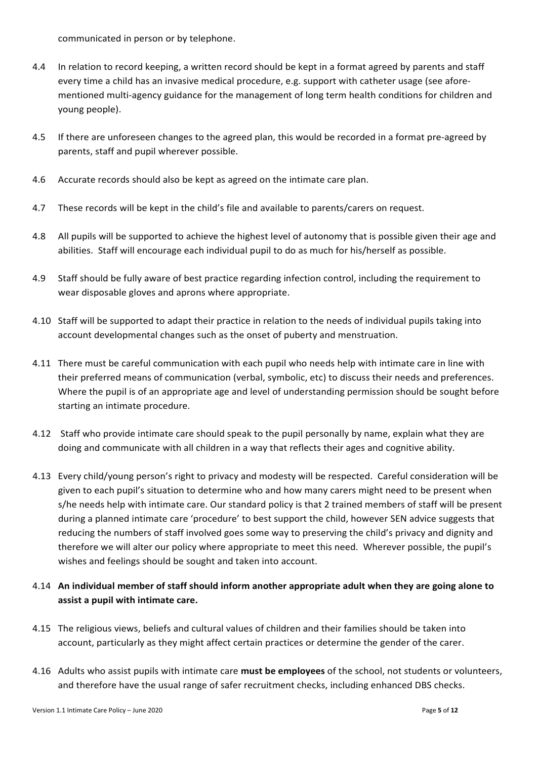communicated in person or by telephone.

4.4 In relation to record keeping, a written record should be kept in a format agreed by parents and staff every time a child has an invasive medical procedure, e.g. support with catheter usage (see afore-mentioned multi-agency guidance for the management of long term health conditions for children and young people).

4.5 If there are unforeseen changes to the agreed plan, this would be recorded in a format pre-agreed by parents, staff and pupil wherever possible.

4.6 Accurate records should also be kept as agreed on the intimate care plan.

4.7 These records will be kept in the child's file and available to parents/carers on request.

4.8 All pupils will be supported to achieve the highest level of autonomy that is possible given their age and abilities. Staff will encourage each individual pupil to do as much for his/herself as possible.

4.9 Staff should be fully aware of best practice regarding infection control, including the requirement to wear disposable gloves and aprons where appropriate.

4.10 Staff will be supported to adapt their practice in relation to the needs of individual pupils taking into account developmental changes such as the onset of puberty and menstruation.

4.11 There must be careful communication with each pupil who needs help with intimate care in line with their preferred means of communication (verbal, symbolic, etc) to discuss their needs and preferences. Where the pupil is of an appropriate age and level of understanding permission should be sought before starting an intimate procedure.

4.12 Staff who provide intimate care should speak to the pupil personally by name, explain what they are doing and communicate with all children in a way that reflects their ages and cognitive ability.

4.13 Every child/young person's right to privacy and modesty will be respected. Careful consideration will be given to each pupil's situation to determine who and how many carers might need to be present when s/he needs help with intimate care. Our standard policy is that 2 trained members of staff will be present during a planned intimate care 'procedure' to best support the child, however SEN advice suggests that reducing the numbers of staff involved goes some way to preserving the child's privacy and dignity and therefore we will alter our policy where appropriate to meet this need. Wherever possible, the pupil's wishes and feelings should be sought and taken into account.

4.14 **An individual member of staff should inform another appropriate adult when they are going alone to assist a pupil with intimate care.**

4.15 The religious views, beliefs and cultural values of children and their families should be taken into account, particularly as they might affect certain practices or determine the gender of the carer.

4.16 Adults who assist pupils with intimate care **must be employees** of the school, not students or volunteers, and therefore have the usual range of safer recruitment checks, including enhanced DBS checks.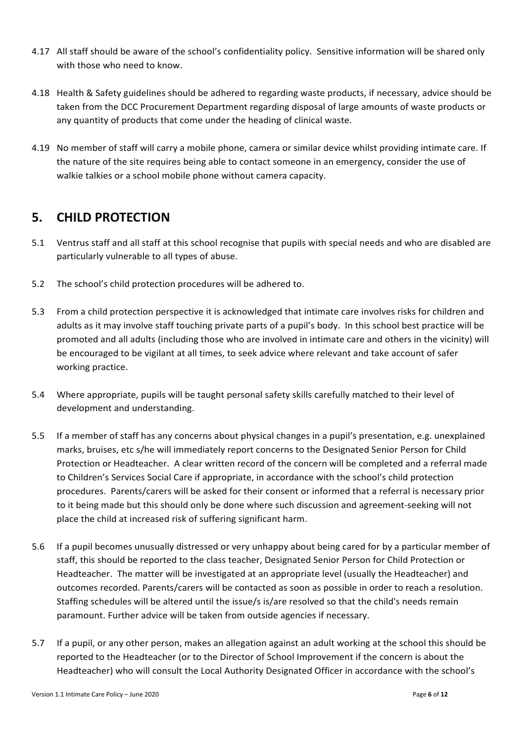4.17 All staff should be aware of the school's confidentiality policy. Sensitive information will be shared only with those who need to know.

4.18 Health & Safety guidelines should be adhered to regarding waste products, if necessary, advice should be taken from the DCC Procurement Department regarding disposal of large amounts of waste products or any quantity of products that come under the heading of clinical waste.

4.19 No member of staff will carry a mobile phone, camera or similar device whilst providing intimate care. If the nature of the site requires being able to contact someone in an emergency, consider the use of walkie talkies or a school mobile phone without camera capacity.

## 5. CHILD PROTECTION

5.1 Ventrus staff and all staff at this school recognise that pupils with special needs and who are disabled are particularly vulnerable to all types of abuse.

5.2 The school's child protection procedures will be adhered to.

5.3 From a child protection perspective it is acknowledged that intimate care involves risks for children and adults as it may involve staff touching private parts of a pupil's body. In this school best practice will be promoted and all adults (including those who are involved in intimate care and others in the vicinity) will be encouraged to be vigilant at all times, to seek advice where relevant and take account of safer working practice.

5.4 Where appropriate, pupils will be taught personal safety skills carefully matched to their level of development and understanding.

5.5 If a member of staff has any concerns about physical changes in a pupil's presentation, e.g. unexplained marks, bruises, etc s/he will immediately report concerns to the Designated Senior Person for Child Protection or Headteacher. A clear written record of the concern will be completed and a referral made to Children's Services Social Care if appropriate, in accordance with the school's child protection procedures. Parents/carers will be asked for their consent or informed that a referral is necessary prior to it being made but this should only be done where such discussion and agreement-seeking will not place the child at increased risk of suffering significant harm.

5.6 If a pupil becomes unusually distressed or very unhappy about being cared for by a particular member of staff, this should be reported to the class teacher, Designated Senior Person for Child Protection or Headteacher. The matter will be investigated at an appropriate level (usually the Headteacher) and outcomes recorded. Parents/carers will be contacted as soon as possible in order to reach a resolution. Staffing schedules will be altered until the issue/s is/are resolved so that the child's needs remain paramount. Further advice will be taken from outside agencies if necessary.

5.7 If a pupil, or any other person, makes an allegation against an adult working at the school this should be reported to the Headteacher (or to the Director of School Improvement if the concern is about the Headteacher) who will consult the Local Authority Designated Officer in accordance with the school's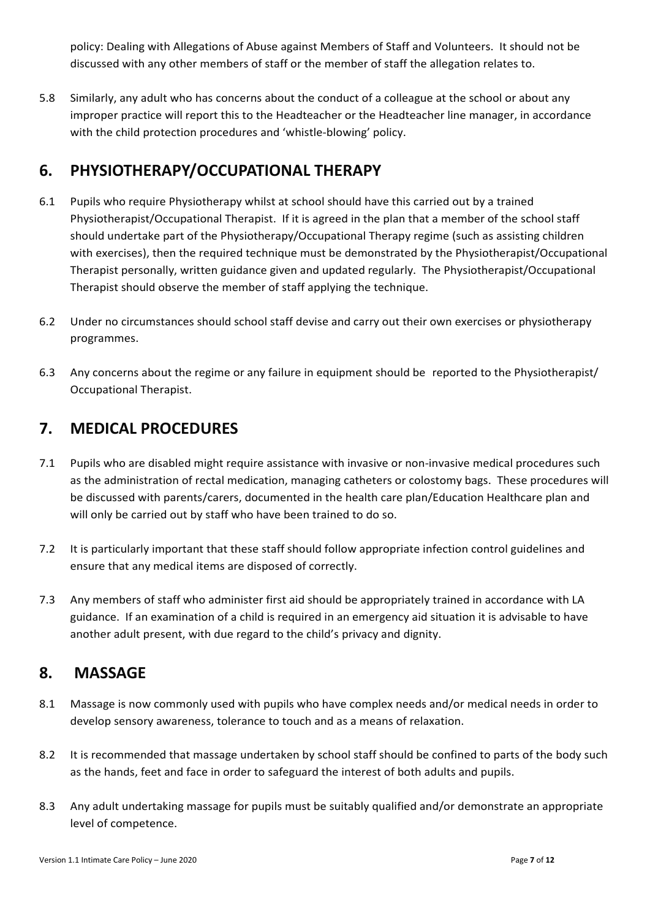policy: Dealing with Allegations of Abuse against Members of Staff and Volunteers. It should not be discussed with any other members of staff or the member of staff the allegation relates to.

5.8 Similarly, any adult who has concerns about the conduct of a colleague at the school or about any improper practice will report this to the Headteacher or the Headteacher line manager, in accordance with the child protection procedures and 'whistle-blowing' policy.

## 6. PHYSIOTHERAPY/OCCUPATIONAL THERAPY

6.1 Pupils who require Physiotherapy whilst at school should have this carried out by a trained Physiotherapist/Occupational Therapist. If it is agreed in the plan that a member of the school staff should undertake part of the Physiotherapy/Occupational Therapy regime (such as assisting children with exercises), then the required technique must be demonstrated by the Physiotherapist/Occupational Therapist personally, written guidance given and updated regularly. The Physiotherapist/Occupational Therapist should observe the member of staff applying the technique.

6.2 Under no circumstances should school staff devise and carry out their own exercises or physiotherapy programmes.

6.3 Any concerns about the regime or any failure in equipment should be reported to the Physiotherapist/ Occupational Therapist.

## 7. MEDICAL PROCEDURES

7.1 Pupils who are disabled might require assistance with invasive or non-invasive medical procedures such as the administration of rectal medication, managing catheters or colostomy bags. These procedures will be discussed with parents/carers, documented in the health care plan/Education Healthcare plan and will only be carried out by staff who have been trained to do so.

7.2 It is particularly important that these staff should follow appropriate infection control guidelines and ensure that any medical items are disposed of correctly.

7.3 Any members of staff who administer first aid should be appropriately trained in accordance with LA guidance. If an examination of a child is required in an emergency aid situation it is advisable to have another adult present, with due regard to the child's privacy and dignity.

## 8. MASSAGE

8.1 Massage is now commonly used with pupils who have complex needs and/or medical needs in order to develop sensory awareness, tolerance to touch and as a means of relaxation.

8.2 It is recommended that massage undertaken by school staff should be confined to parts of the body such as the hands, feet and face in order to safeguard the interest of both adults and pupils.

8.3 Any adult undertaking massage for pupils must be suitably qualified and/or demonstrate an appropriate level of competence.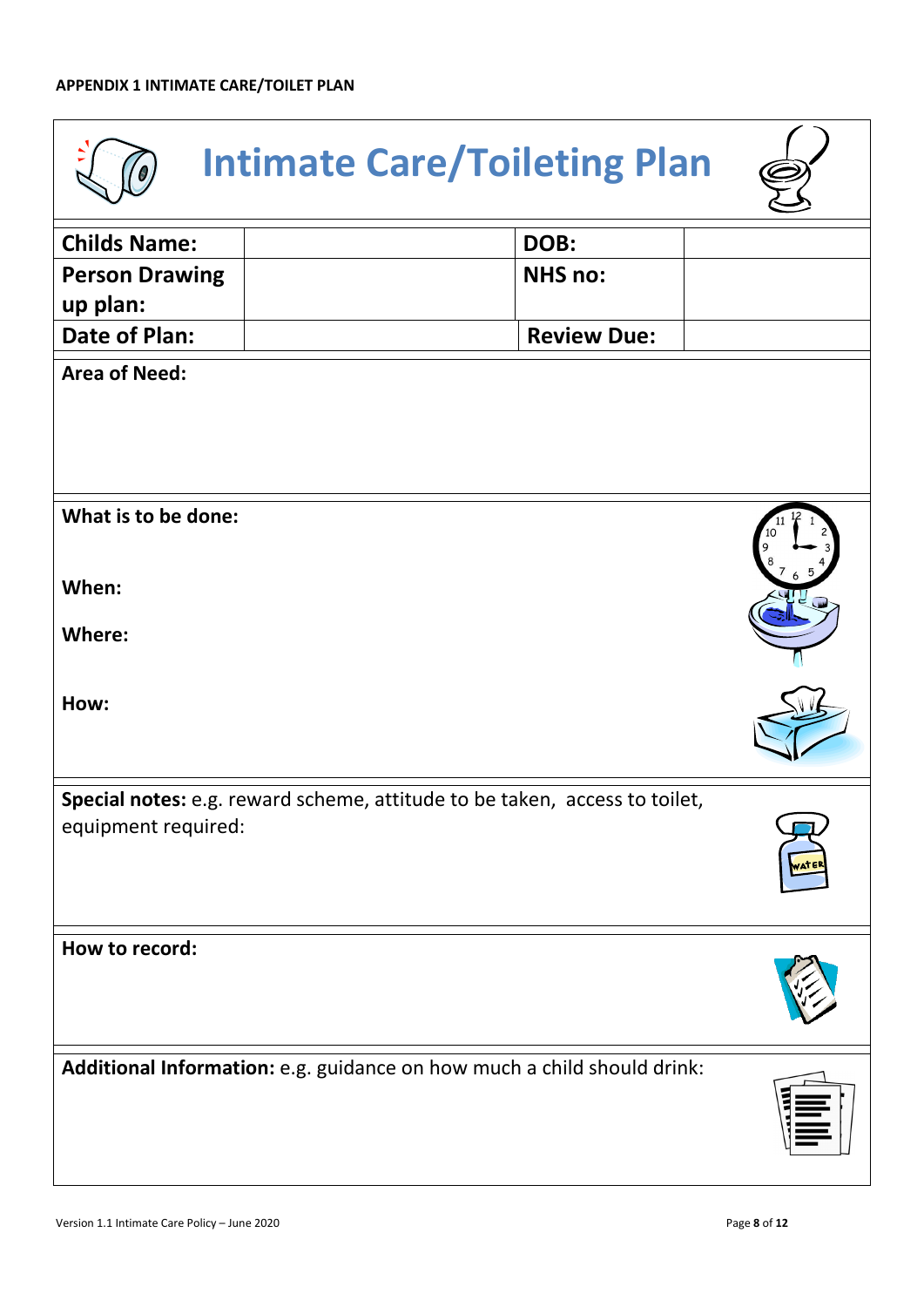**APPENDIX 1 INTIMATE CARE/TOILET PLAN**

# Intimate Care/Toileting Plan

| **Childs Name:** | | **DOB:** | |
|---|---|---|---|
| **Person Drawing up plan:** | | **NHS no:** | |
| **Date of Plan:** | | **Review Due:** | |

**Area of Need:**

**What is to be done:**

**When:**

**Where:**

**How:**

**Special notes:** e.g. reward scheme, attitude to be taken, access to toilet, equipment required:

**How to record:**

**Additional Information:** e.g. guidance on how much a child should drink:

Version 1.1 Intimate Care Policy – June 2020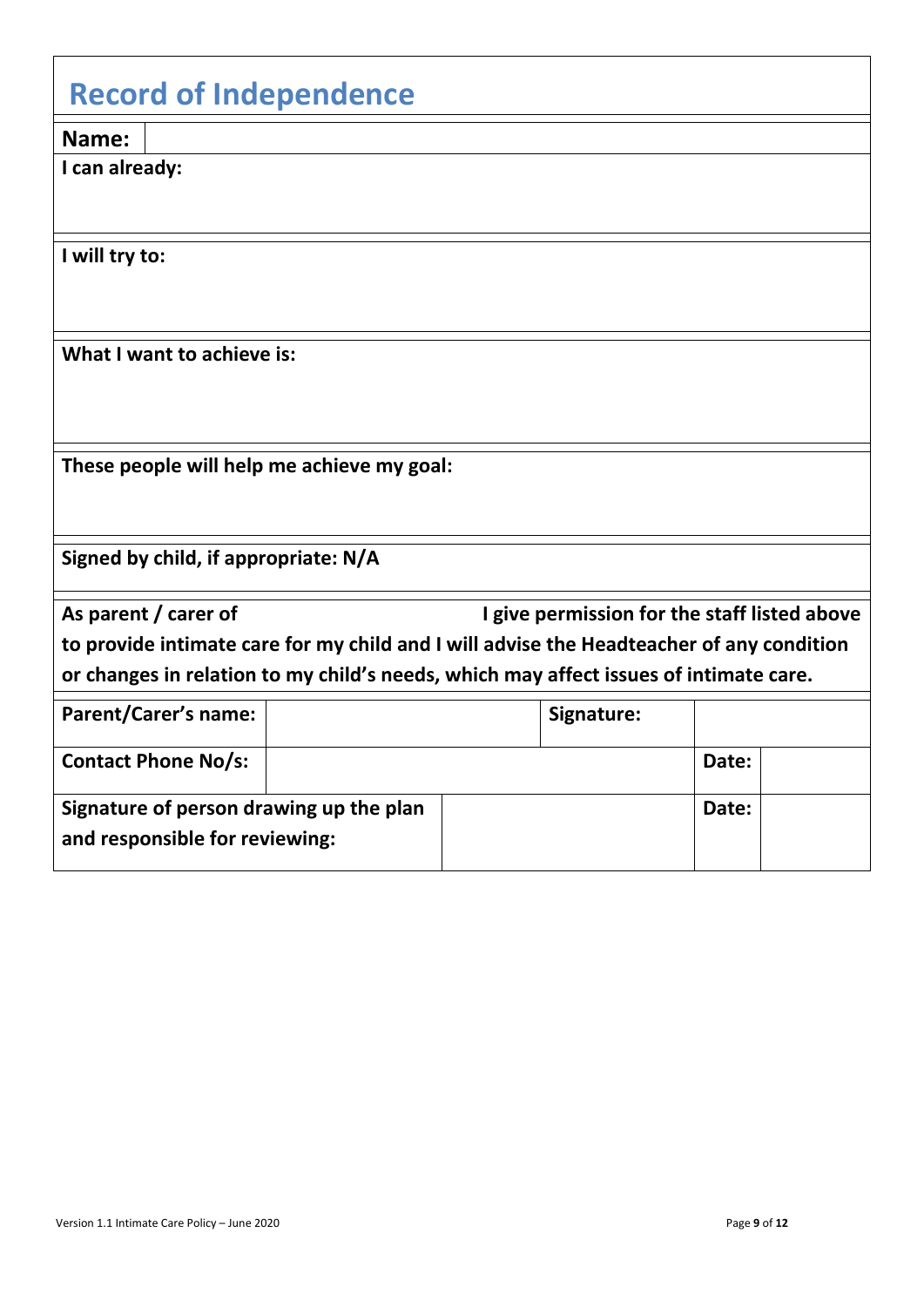# Record of Independence

| **Name:** | |
|---|---|

**I can already:**

**I will try to:**

**What I want to achieve is:**

**These people will help me achieve my goal:**

**Signed by child, if appropriate: N/A**

**As parent / carer of I give permission for the staff listed above to provide intimate care for my child and I will advise the Headteacher of any condition or changes in relation to my child's needs, which may affect issues of intimate care.**

| **Parent/Carer's name:** | | **Signature:** | |
|---|---|---|---|
| **Contact Phone No/s:** | | **Date:** | |
| **Signature of person drawing up the plan and responsible for reviewing:** | | **Date:** | |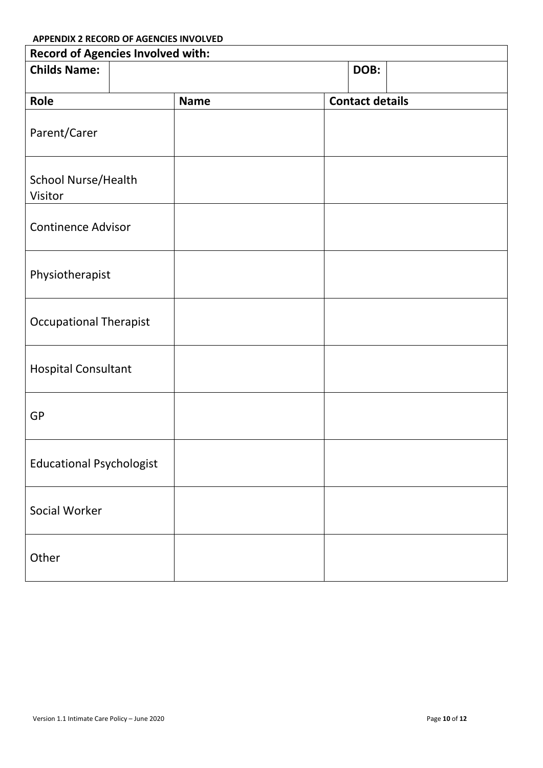**APPENDIX 2 RECORD OF AGENCIES INVOLVED**

| Record of Agencies Involved with: | | |
|---|---|---|
| **Childs Name:** | | **DOB:** |
| **Role** | **Name** | **Contact details** |
| Parent/Carer | | |
| School Nurse/Health Visitor | | |
| Continence Advisor | | |
| Physiotherapist | | |
| Occupational Therapist | | |
| Hospital Consultant | | |
| GP | | |
| Educational Psychologist | | |
| Social Worker | | |
| Other | | |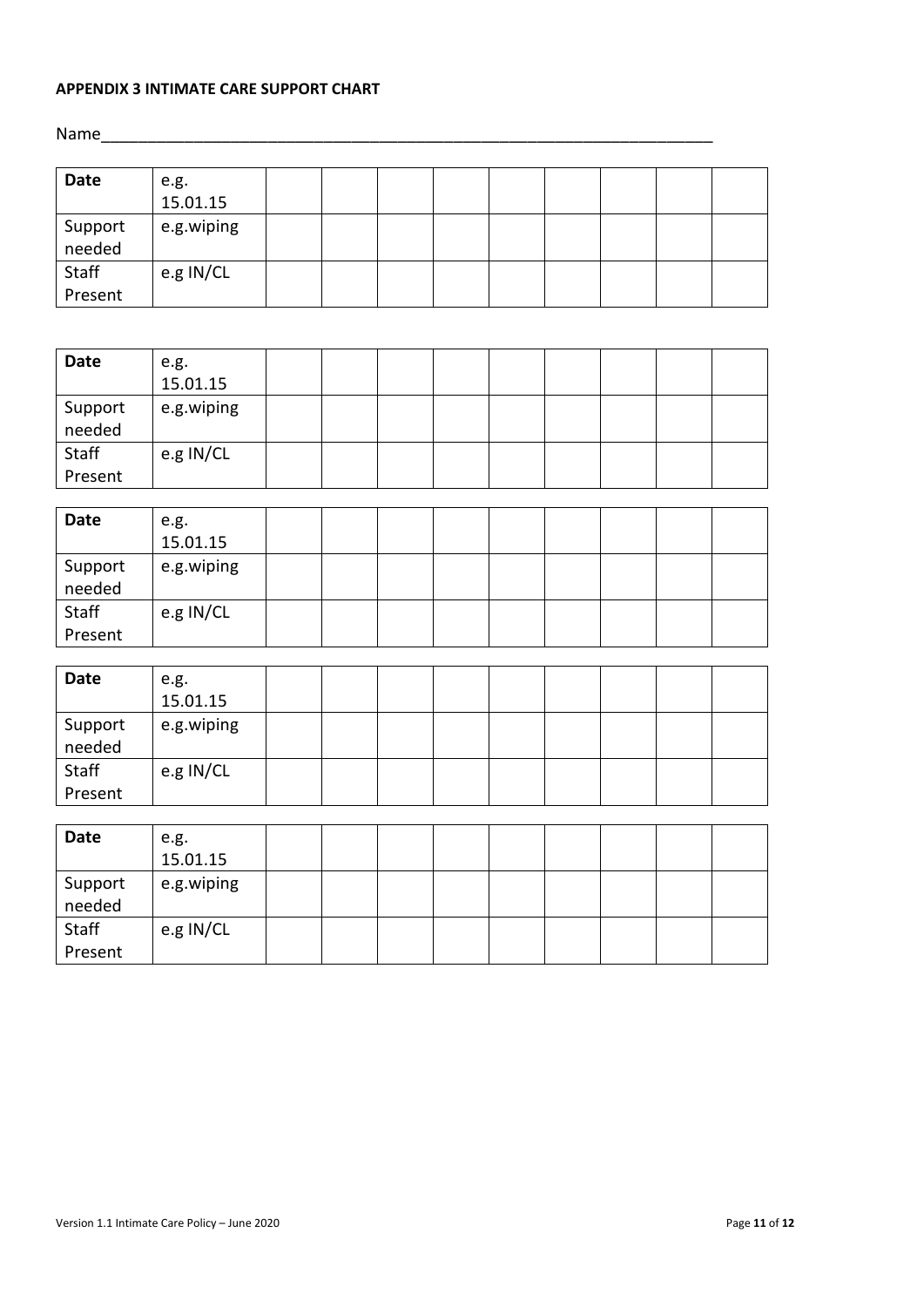**APPENDIX 3 INTIMATE CARE SUPPORT CHART**

Name_______________________________________________________________________

| **Date** | e.g. 15.01.15 | | | | | | | | | |
|---|---|---|---|---|---|---|---|---|---|---|
| Support needed | e.g.wiping | | | | | | | | | |
| Staff Present | e.g IN/CL | | | | | | | | | |

| **Date** | e.g. 15.01.15 | | | | | | | | | |
|---|---|---|---|---|---|---|---|---|---|---|
| Support needed | e.g.wiping | | | | | | | | | |
| Staff Present | e.g IN/CL | | | | | | | | | |

| **Date** | e.g. 15.01.15 | | | | | | | | | |
|---|---|---|---|---|---|---|---|---|---|---|
| Support needed | e.g.wiping | | | | | | | | | |
| Staff Present | e.g IN/CL | | | | | | | | | |

| **Date** | e.g. 15.01.15 | | | | | | | | | |
|---|---|---|---|---|---|---|---|---|---|---|
| Support needed | e.g.wiping | | | | | | | | | |
| Staff Present | e.g IN/CL | | | | | | | | | |

| **Date** | e.g. 15.01.15 | | | | | | | | | |
|---|---|---|---|---|---|---|---|---|---|---|
| Support needed | e.g.wiping | | | | | | | | | |
| Staff Present | e.g IN/CL | | | | | | | | | |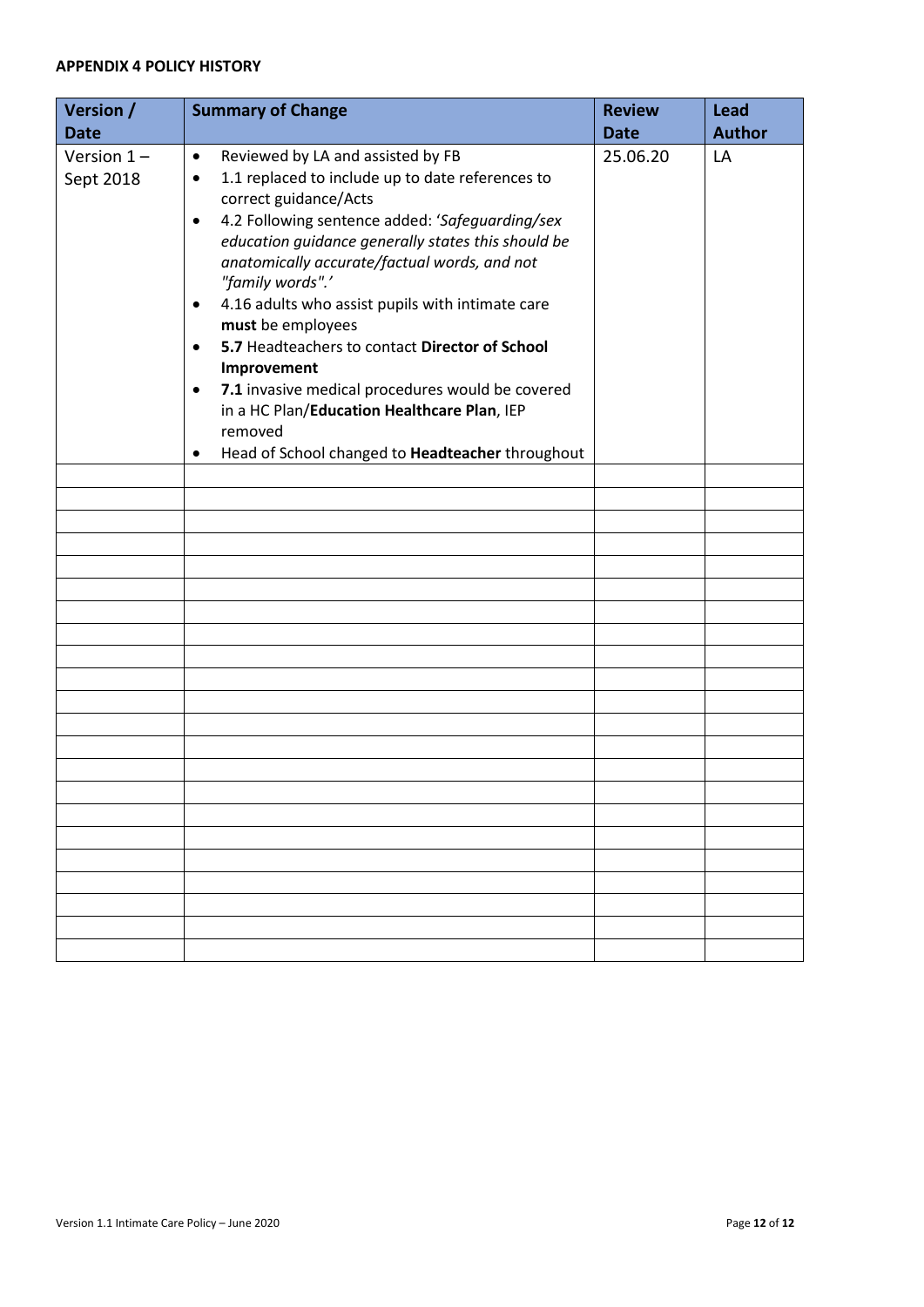**APPENDIX 4 POLICY HISTORY**

| Version / Date | Summary of Change | Review Date | Lead Author |
|---|---|---|---|
| Version 1 – Sept 2018 | • Reviewed by LA and assisted by FB<br>• 1.1 replaced to include up to date references to correct guidance/Acts<br>• 4.2 Following sentence added: '*Safeguarding/sex education guidance generally states this should be anatomically accurate/factual words, and not "family words".*'<br>• 4.16 adults who assist pupils with intimate care **must** be employees<br>• **5.7** Headteachers to contact **Director of School Improvement**<br>• **7.1** invasive medical procedures would be covered in a HC Plan/**Education Healthcare Plan**, IEP removed<br>• Head of School changed to **Headteacher** throughout | 25.06.20 | LA |
| | | | |
| | | | |
| | | | |
| | | | |
| | | | |
| | | | |
| | | | |
| | | | |
| | | | |
| | | | |
| | | | |
| | | | |
| | | | |
| | | | |
| | | | |
| | | | |
| | | | |
| | | | |
| | | | |
| | | | |
| | | | |
| | | | |

Version 1.1 Intimate Care Policy – June 2020